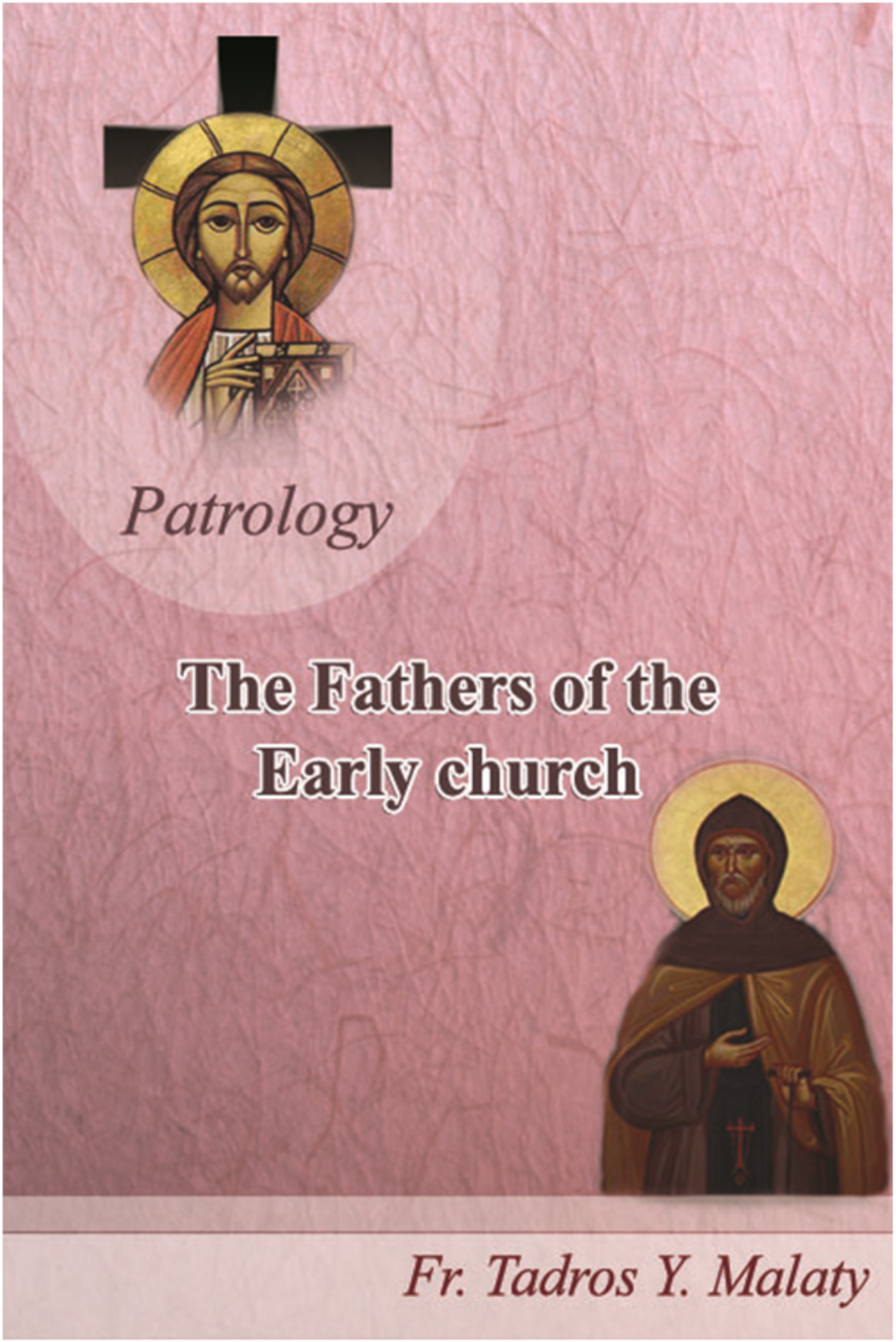*Patrology*

# The Fathers of the Early church

*Fr. Tadros Y. Malaty*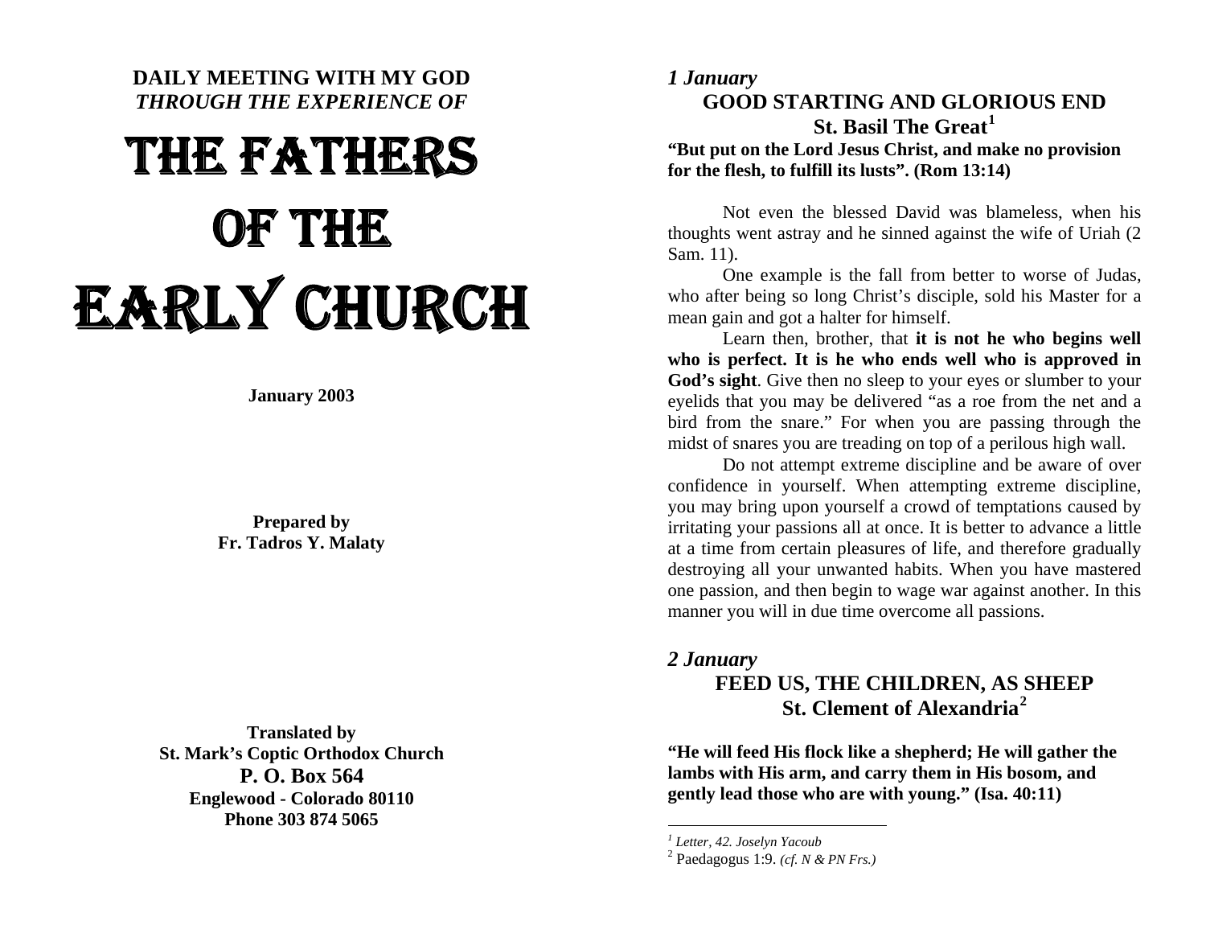**DAILY MEETING WITH MY GOD**
***THROUGH THE EXPERIENCE OF***

# THE FATHERS OF THE EARLY CHURCH

**January 2003**

**Prepared by**
**Fr. Tadros Y. Malaty**

**Translated by**
**St. Mark's Coptic Orthodox Church**
**P. O. Box 564**
**Englewood - Colorado 80110**
**Phone 303 874 5065**

***1 January***

## GOOD STARTING AND GLORIOUS END

### St. Basil The Great[1]

**"But put on the Lord Jesus Christ, and make no provision for the flesh, to fulfill its lusts". (Rom 13:14)**

Not even the blessed David was blameless, when his thoughts went astray and he sinned against the wife of Uriah (2 Sam. 11).

One example is the fall from better to worse of Judas, who after being so long Christ's disciple, sold his Master for a mean gain and got a halter for himself.

Learn then, brother, that **it is not he who begins well who is perfect. It is he who ends well who is approved in God's sight**. Give then no sleep to your eyes or slumber to your eyelids that you may be delivered "as a roe from the net and a bird from the snare." For when you are passing through the midst of snares you are treading on top of a perilous high wall.

Do not attempt extreme discipline and be aware of over confidence in yourself. When attempting extreme discipline, you may bring upon yourself a crowd of temptations caused by irritating your passions all at once. It is better to advance a little at a time from certain pleasures of life, and therefore gradually destroying all your unwanted habits. When you have mastered one passion, and then begin to wage war against another. In this manner you will in due time overcome all passions.

***2 January***

## FEED US, THE CHILDREN, AS SHEEP

### St. Clement of Alexandria[2]

**"He will feed His flock like a shepherd; He will gather the lambs with His arm, and carry them in His bosom, and gently lead those who are with young." (Isa. 40:11)**

---

[1] *Letter, 42. Joselyn Yacoub*

[2] Paedagogus 1:9. *(cf. N & PN Frs.)*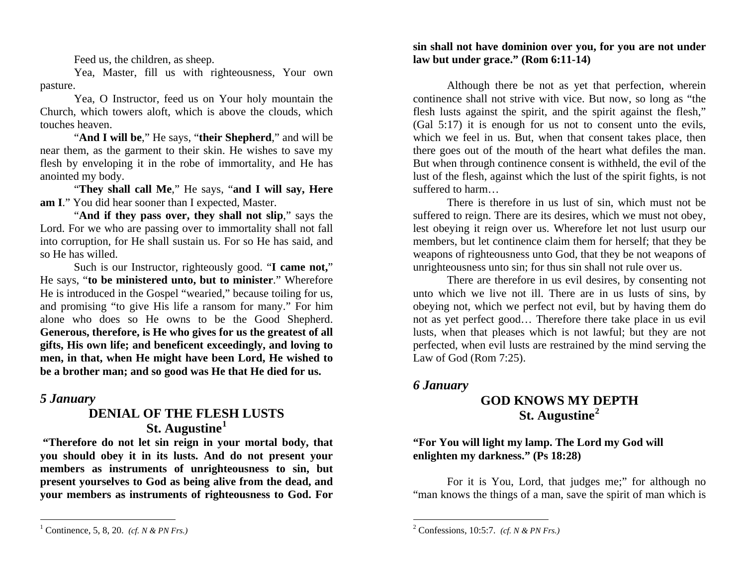Feed us, the children, as sheep.

Yea, Master, fill us with righteousness, Your own pasture.

Yea, O Instructor, feed us on Your holy mountain the Church, which towers aloft, which is above the clouds, which touches heaven.

"**And I will be**," He says, "**their Shepherd**," and will be near them, as the garment to their skin. He wishes to save my flesh by enveloping it in the robe of immortality, and He has anointed my body.

"**They shall call Me**," He says, "**and I will say, Here am I**." You did hear sooner than I expected, Master.

"**And if they pass over, they shall not slip**," says the Lord. For we who are passing over to immortality shall not fall into corruption, for He shall sustain us. For so He has said, and so He has willed.

Such is our Instructor, righteously good. "**I came not,**" He says, "**to be ministered unto, but to minister**." Wherefore He is introduced in the Gospel "wearied," because toiling for us, and promising "to give His life a ransom for many." For him alone who does so He owns to be the Good Shepherd. **Generous, therefore, is He who gives for us the greatest of all gifts, His own life; and beneficent exceedingly, and loving to men, in that, when He might have been Lord, He wished to be a brother man; and so good was He that He died for us.**

### *5 January*

## DENIAL OF THE FLESH LUSTS
## St. Augustine[1]

**"Therefore do not let sin reign in your mortal body, that you should obey it in its lusts. And do not present your members as instruments of unrighteousness to sin, but present yourselves to God as being alive from the dead, and your members as instruments of righteousness to God. For sin shall not have dominion over you, for you are not under law but under grace." (Rom 6:11-14)**

Although there be not as yet that perfection, wherein continence shall not strive with vice. But now, so long as "the flesh lusts against the spirit, and the spirit against the flesh," (Gal 5:17) it is enough for us not to consent unto the evils, which we feel in us. But, when that consent takes place, then there goes out of the mouth of the heart what defiles the man. But when through continence consent is withheld, the evil of the lust of the flesh, against which the lust of the spirit fights, is not suffered to harm…

There is therefore in us lust of sin, which must not be suffered to reign. There are its desires, which we must not obey, lest obeying it reign over us. Wherefore let not lust usurp our members, but let continence claim them for herself; that they be weapons of righteousness unto God, that they be not weapons of unrighteousness unto sin; for thus sin shall not rule over us.

There are therefore in us evil desires, by consenting not unto which we live not ill. There are in us lusts of sins, by obeying not, which we perfect not evil, but by having them do not as yet perfect good… Therefore there take place in us evil lusts, when that pleases which is not lawful; but they are not perfected, when evil lusts are restrained by the mind serving the Law of God (Rom 7:25).

### *6 January*

## GOD KNOWS MY DEPTH
## St. Augustine[2]

**"For You will light my lamp. The Lord my God will enlighten my darkness." (Ps 18:28)**

For it is You, Lord, that judges me;" for although no "man knows the things of a man, save the spirit of man which is

---

[1] Continence, 5, 8, 20. *(cf. N & PN Frs.)*

[2] Confessions, 10:5:7. *(cf. N & PN Frs.)*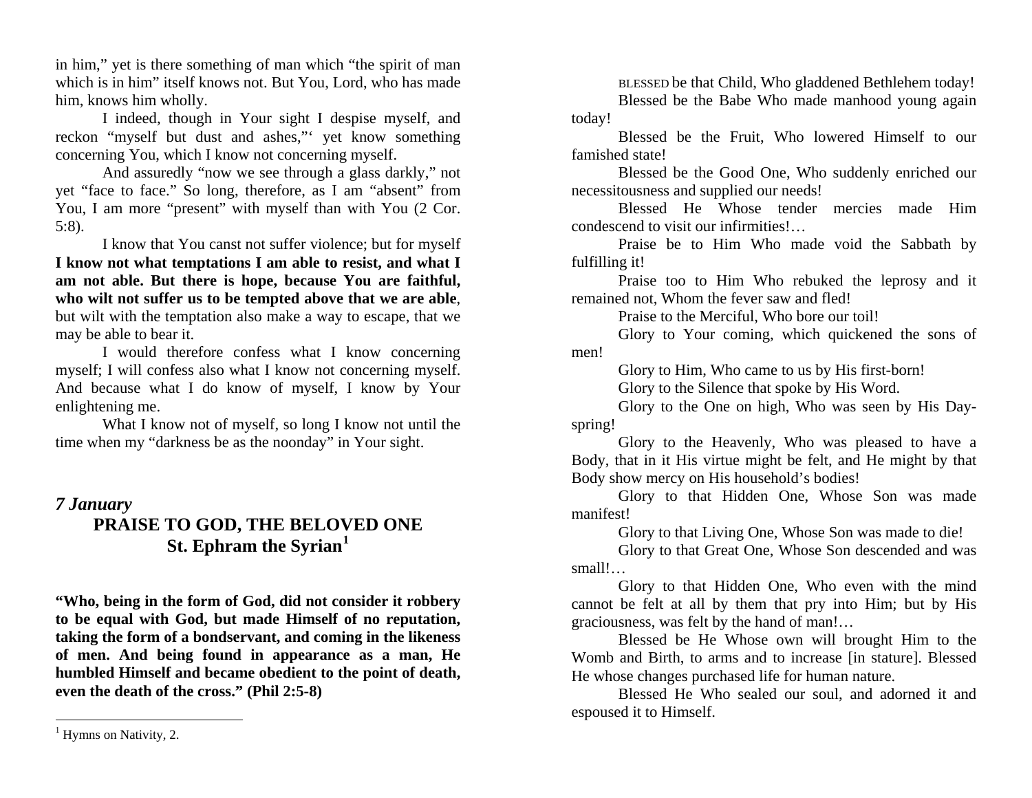in him," yet is there something of man which "the spirit of man which is in him" itself knows not. But You, Lord, who has made him, knows him wholly.

I indeed, though in Your sight I despise myself, and reckon "myself but dust and ashes,"' yet know something concerning You, which I know not concerning myself.

And assuredly "now we see through a glass darkly," not yet "face to face." So long, therefore, as I am "absent" from You, I am more "present" with myself than with You (2 Cor. 5:8).

I know that You canst not suffer violence; but for myself **I know not what temptations I am able to resist, and what I am not able. But there is hope, because You are faithful, who wilt not suffer us to be tempted above that we are able**, but wilt with the temptation also make a way to escape, that we may be able to bear it.

I would therefore confess what I know concerning myself; I will confess also what I know not concerning myself. And because what I do know of myself, I know by Your enlightening me.

What I know not of myself, so long I know not until the time when my "darkness be as the noonday" in Your sight.

### *7 January*

## PRAISE TO GOD, THE BELOVED ONE
## St. Ephram the Syrian[1]

**"Who, being in the form of God, did not consider it robbery to be equal with God, but made Himself of no reputation, taking the form of a bondservant, and coming in the likeness of men. And being found in appearance as a man, He humbled Himself and became obedient to the point of death, even the death of the cross." (Phil 2:5-8)**

BLESSED be that Child, Who gladdened Bethlehem today!

Blessed be the Babe Who made manhood young again today!

Blessed be the Fruit, Who lowered Himself to our famished state!

Blessed be the Good One, Who suddenly enriched our necessitousness and supplied our needs!

Blessed He Whose tender mercies made Him condescend to visit our infirmities!…

Praise be to Him Who made void the Sabbath by fulfilling it!

Praise too to Him Who rebuked the leprosy and it remained not, Whom the fever saw and fled!

Praise to the Merciful, Who bore our toil!

Glory to Your coming, which quickened the sons of men!

Glory to Him, Who came to us by His first-born!

Glory to the Silence that spoke by His Word.

Glory to the One on high, Who was seen by His Day-spring!

Glory to the Heavenly, Who was pleased to have a Body, that in it His virtue might be felt, and He might by that Body show mercy on His household's bodies!

Glory to that Hidden One, Whose Son was made manifest!

Glory to that Living One, Whose Son was made to die!

Glory to that Great One, Whose Son descended and was small!…

Glory to that Hidden One, Who even with the mind cannot be felt at all by them that pry into Him; but by His graciousness, was felt by the hand of man!…

Blessed be He Whose own will brought Him to the Womb and Birth, to arms and to increase [in stature]. Blessed He whose changes purchased life for human nature.

Blessed He Who sealed our soul, and adorned it and espoused it to Himself.

---

[1] Hymns on Nativity, 2.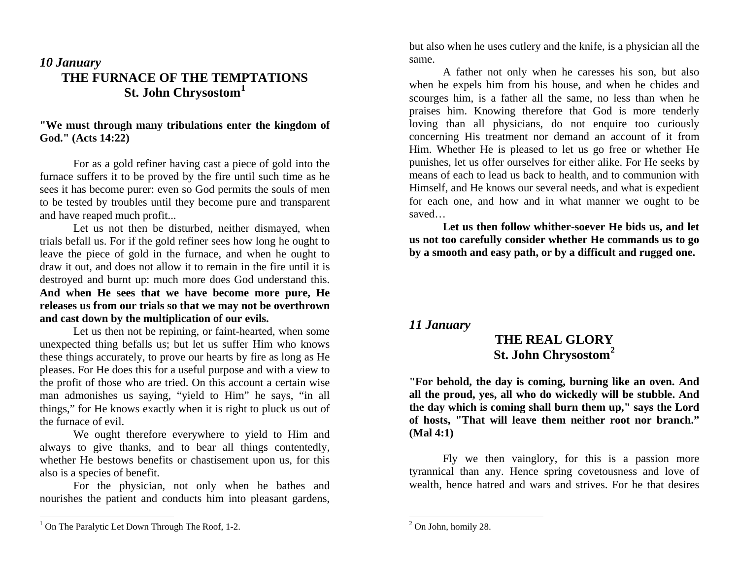*10 January*

## THE FURNACE OF THE TEMPTATIONS
## St. John Chrysostom[1]

**"We must through many tribulations enter the kingdom of God." (Acts 14:22)**

For as a gold refiner having cast a piece of gold into the furnace suffers it to be proved by the fire until such time as he sees it has become purer: even so God permits the souls of men to be tested by troubles until they become pure and transparent and have reaped much profit...

Let us not then be disturbed, neither dismayed, when trials befall us. For if the gold refiner sees how long he ought to leave the piece of gold in the furnace, and when he ought to draw it out, and does not allow it to remain in the fire until it is destroyed and burnt up: much more does God understand this. **And when He sees that we have become more pure, He releases us from our trials so that we may not be overthrown and cast down by the multiplication of our evils.**

Let us then not be repining, or faint-hearted, when some unexpected thing befalls us; but let us suffer Him who knows these things accurately, to prove our hearts by fire as long as He pleases. For He does this for a useful purpose and with a view to the profit of those who are tried. On this account a certain wise man admonishes us saying, "yield to Him" he says, "in all things," for He knows exactly when it is right to pluck us out of the furnace of evil.

We ought therefore everywhere to yield to Him and always to give thanks, and to bear all things contentedly, whether He bestows benefits or chastisement upon us, for this also is a species of benefit.

For the physician, not only when he bathes and nourishes the patient and conducts him into pleasant gardens, but also when he uses cutlery and the knife, is a physician all the same.

A father not only when he caresses his son, but also when he expels him from his house, and when he chides and scourges him, is a father all the same, no less than when he praises him. Knowing therefore that God is more tenderly loving than all physicians, do not enquire too curiously concerning His treatment nor demand an account of it from Him. Whether He is pleased to let us go free or whether He punishes, let us offer ourselves for either alike. For He seeks by means of each to lead us back to health, and to communion with Himself, and He knows our several needs, and what is expedient for each one, and how and in what manner we ought to be saved…

**Let us then follow whither-soever He bids us, and let us not too carefully consider whether He commands us to go by a smooth and easy path, or by a difficult and rugged one.**

[1] On The Paralytic Let Down Through The Roof, 1-2.

*11 January*

## THE REAL GLORY
## St. John Chrysostom[2]

**"For behold, the day is coming, burning like an oven. And all the proud, yes, all who do wickedly will be stubble. And the day which is coming shall burn them up," says the Lord of hosts, "That will leave them neither root nor branch." (Mal 4:1)**

Fly we then vainglory, for this is a passion more tyrannical than any. Hence spring covetousness and love of wealth, hence hatred and wars and strives. For he that desires

[2] On John, homily 28.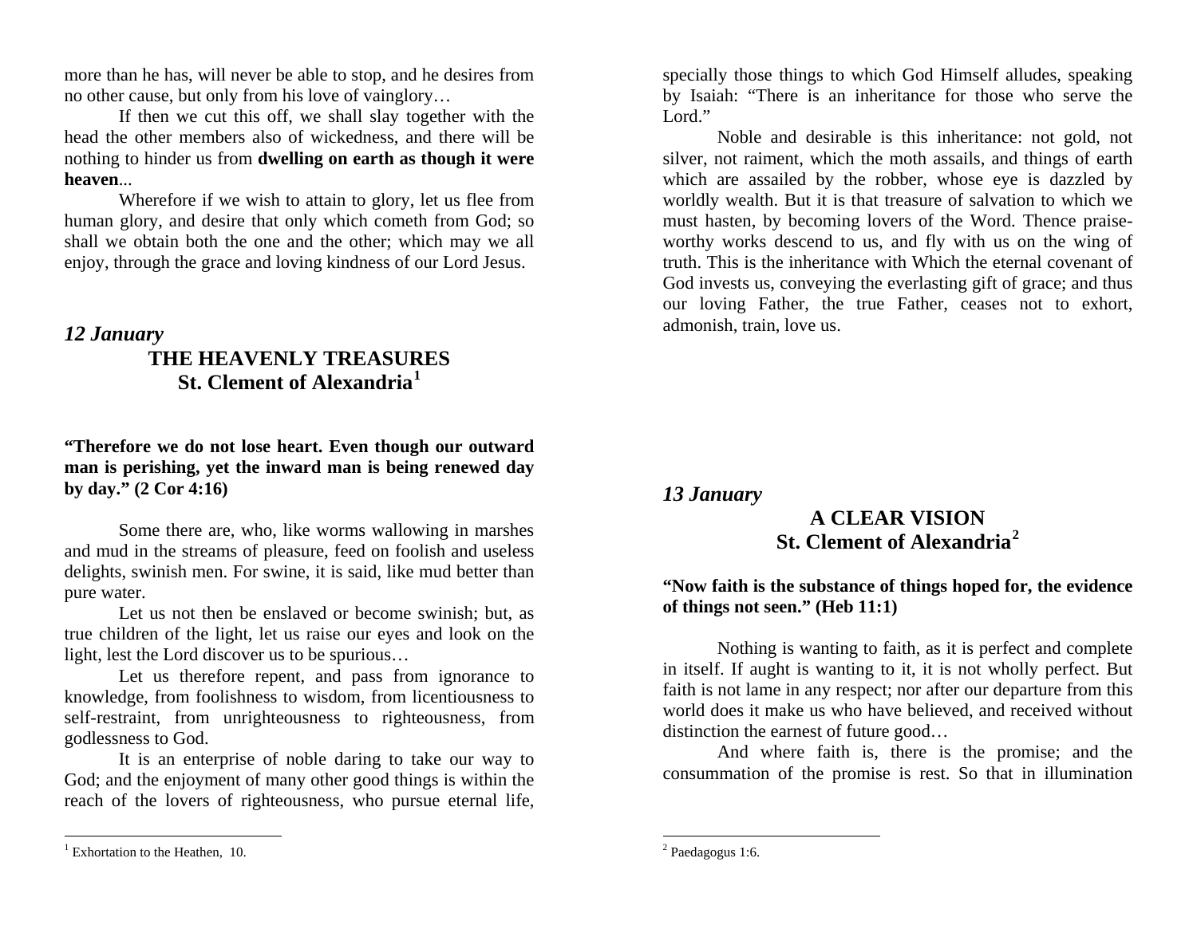more than he has, will never be able to stop, and he desires from no other cause, but only from his love of vainglory…

If then we cut this off, we shall slay together with the head the other members also of wickedness, and there will be nothing to hinder us from **dwelling on earth as though it were heaven**...

Wherefore if we wish to attain to glory, let us flee from human glory, and desire that only which cometh from God; so shall we obtain both the one and the other; which may we all enjoy, through the grace and loving kindness of our Lord Jesus.

### *12 January*

## THE HEAVENLY TREASURES
## St. Clement of Alexandria[1]

**"Therefore we do not lose heart. Even though our outward man is perishing, yet the inward man is being renewed day by day." (2 Cor 4:16)**

Some there are, who, like worms wallowing in marshes and mud in the streams of pleasure, feed on foolish and useless delights, swinish men. For swine, it is said, like mud better than pure water.

Let us not then be enslaved or become swinish; but, as true children of the light, let us raise our eyes and look on the light, lest the Lord discover us to be spurious…

Let us therefore repent, and pass from ignorance to knowledge, from foolishness to wisdom, from licentiousness to self-restraint, from unrighteousness to righteousness, from godlessness to God.

It is an enterprise of noble daring to take our way to God; and the enjoyment of many other good things is within the reach of the lovers of righteousness, who pursue eternal life, specially those things to which God Himself alludes, speaking by Isaiah: "There is an inheritance for those who serve the Lord."

Noble and desirable is this inheritance: not gold, not silver, not raiment, which the moth assails, and things of earth which are assailed by the robber, whose eye is dazzled by worldly wealth. But it is that treasure of salvation to which we must hasten, by becoming lovers of the Word. Thence praise-worthy works descend to us, and fly with us on the wing of truth. This is the inheritance with Which the eternal covenant of God invests us, conveying the everlasting gift of grace; and thus our loving Father, the true Father, ceases not to exhort, admonish, train, love us.

[1] Exhortation to the Heathen, 10.

### *13 January*

## A CLEAR VISION
## St. Clement of Alexandria[2]

**"Now faith is the substance of things hoped for, the evidence of things not seen." (Heb 11:1)**

Nothing is wanting to faith, as it is perfect and complete in itself. If aught is wanting to it, it is not wholly perfect. But faith is not lame in any respect; nor after our departure from this world does it make us who have believed, and received without distinction the earnest of future good…

And where faith is, there is the promise; and the consummation of the promise is rest. So that in illumination

[2] Paedagogus 1:6.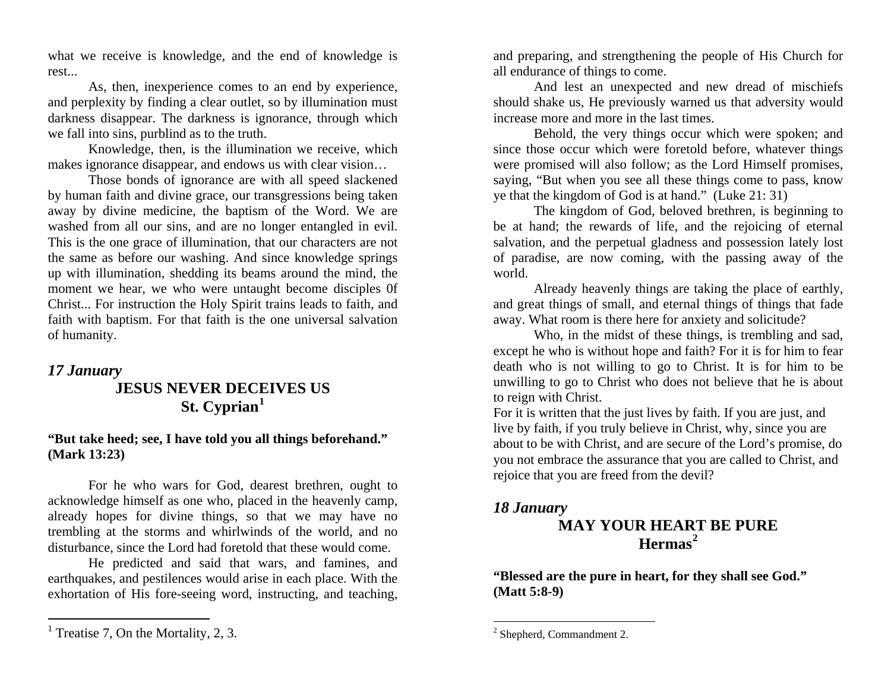what we receive is knowledge, and the end of knowledge is rest...

As, then, inexperience comes to an end by experience, and perplexity by finding a clear outlet, so by illumination must darkness disappear. The darkness is ignorance, through which we fall into sins, purblind as to the truth.

Knowledge, then, is the illumination we receive, which makes ignorance disappear, and endows us with clear vision…

Those bonds of ignorance are with all speed slackened by human faith and divine grace, our transgressions being taken away by divine medicine, the baptism of the Word. We are washed from all our sins, and are no longer entangled in evil. This is the one grace of illumination, that our characters are not the same as before our washing. And since knowledge springs up with illumination, shedding its beams around the mind, the moment we hear, we who were untaught become disciples 0f Christ... For instruction the Holy Spirit trains leads to faith, and faith with baptism. For that faith is the one universal salvation of humanity.

## *17 January*

### JESUS NEVER DECEIVES US
### St. Cyprian[1]

**"But take heed; see, I have told you all things beforehand." (Mark 13:23)**

For he who wars for God, dearest brethren, ought to acknowledge himself as one who, placed in the heavenly camp, already hopes for divine things, so that we may have no trembling at the storms and whirlwinds of the world, and no disturbance, since the Lord had foretold that these would come.

He predicted and said that wars, and famines, and earthquakes, and pestilences would arise in each place. With the exhortation of His fore-seeing word, instructing, and teaching, and preparing, and strengthening the people of His Church for all endurance of things to come.

And lest an unexpected and new dread of mischiefs should shake us, He previously warned us that adversity would increase more and more in the last times.

Behold, the very things occur which were spoken; and since those occur which were foretold before, whatever things were promised will also follow; as the Lord Himself promises, saying, "But when you see all these things come to pass, know ye that the kingdom of God is at hand." (Luke 21: 31)

The kingdom of God, beloved brethren, is beginning to be at hand; the rewards of life, and the rejoicing of eternal salvation, and the perpetual gladness and possession lately lost of paradise, are now coming, with the passing away of the world.

Already heavenly things are taking the place of earthly, and great things of small, and eternal things of things that fade away. What room is there here for anxiety and solicitude?

Who, in the midst of these things, is trembling and sad, except he who is without hope and faith? For it is for him to fear death who is not willing to go to Christ. It is for him to be unwilling to go to Christ who does not believe that he is about to reign with Christ.

For it is written that the just lives by faith. If you are just, and live by faith, if you truly believe in Christ, why, since you are about to be with Christ, and are secure of the Lord's promise, do you not embrace the assurance that you are called to Christ, and rejoice that you are freed from the devil?

## *18 January*

### MAY YOUR HEART BE PURE
### Hermas[2]

**"Blessed are the pure in heart, for they shall see God." (Matt 5:8-9)**

---

[1] Treatise 7, On the Mortality, 2, 3.

[2] Shepherd, Commandment 2.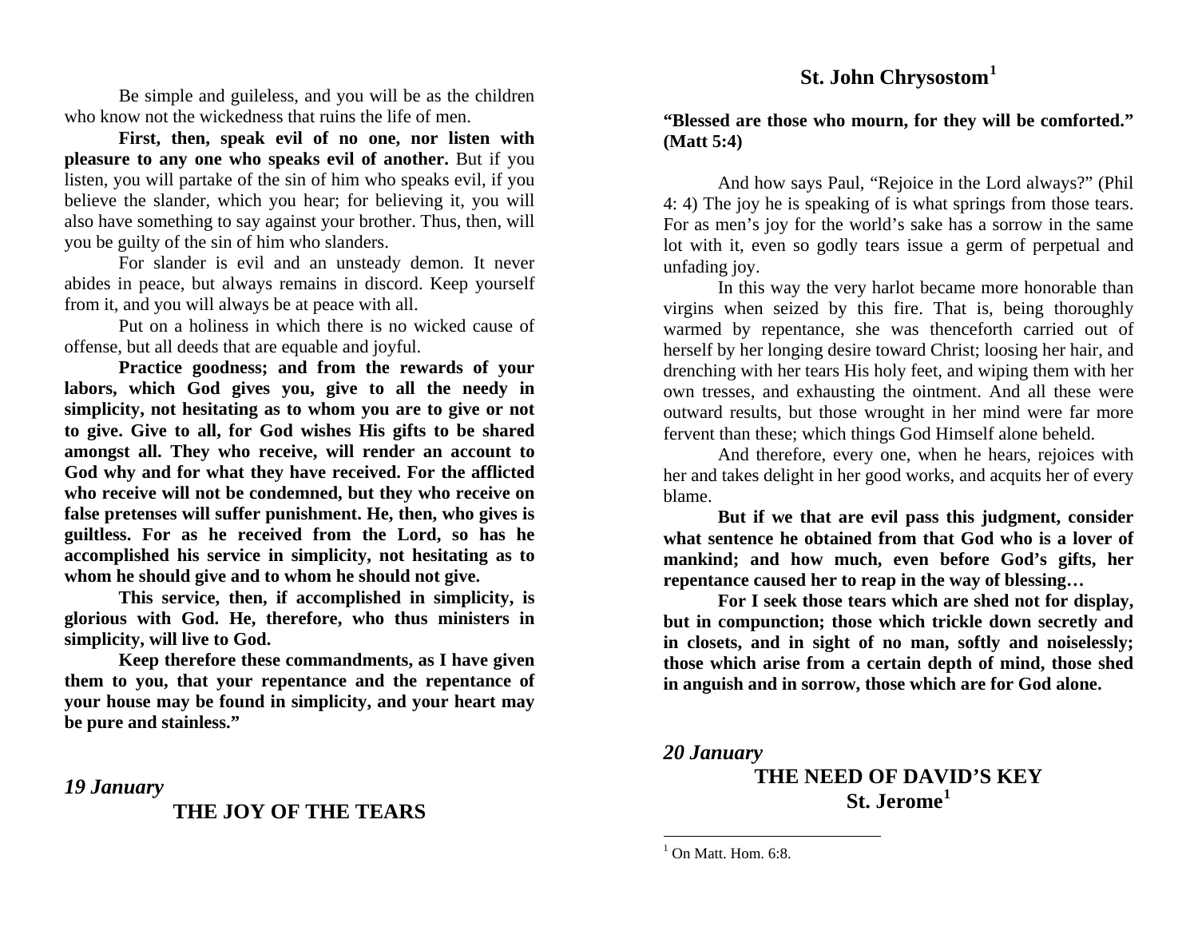Be simple and guileless, and you will be as the children who know not the wickedness that ruins the life of men.

**First, then, speak evil of no one, nor listen with pleasure to any one who speaks evil of another.** But if you listen, you will partake of the sin of him who speaks evil, if you believe the slander, which you hear; for believing it, you will also have something to say against your brother. Thus, then, will you be guilty of the sin of him who slanders.

For slander is evil and an unsteady demon. It never abides in peace, but always remains in discord. Keep yourself from it, and you will always be at peace with all.

Put on a holiness in which there is no wicked cause of offense, but all deeds that are equable and joyful.

**Practice goodness; and from the rewards of your labors, which God gives you, give to all the needy in simplicity, not hesitating as to whom you are to give or not to give. Give to all, for God wishes His gifts to be shared amongst all. They who receive, will render an account to God why and for what they have received. For the afflicted who receive will not be condemned, but they who receive on false pretenses will suffer punishment. He, then, who gives is guiltless. For as he received from the Lord, so has he accomplished his service in simplicity, not hesitating as to whom he should give and to whom he should not give.**

**This service, then, if accomplished in simplicity, is glorious with God. He, therefore, who thus ministers in simplicity, will live to God.**

**Keep therefore these commandments, as I have given them to you, that your repentance and the repentance of your house may be found in simplicity, and your heart may be pure and stainless."**

*19 January*

## THE JOY OF THE TEARS

### St. John Chrysostom[1]

**"Blessed are those who mourn, for they will be comforted." (Matt 5:4)**

And how says Paul, "Rejoice in the Lord always?" (Phil 4: 4) The joy he is speaking of is what springs from those tears. For as men's joy for the world's sake has a sorrow in the same lot with it, even so godly tears issue a germ of perpetual and unfading joy.

In this way the very harlot became more honorable than virgins when seized by this fire. That is, being thoroughly warmed by repentance, she was thenceforth carried out of herself by her longing desire toward Christ; loosing her hair, and drenching with her tears His holy feet, and wiping them with her own tresses, and exhausting the ointment. And all these were outward results, but those wrought in her mind were far more fervent than these; which things God Himself alone beheld.

And therefore, every one, when he hears, rejoices with her and takes delight in her good works, and acquits her of every blame.

**But if we that are evil pass this judgment, consider what sentence he obtained from that God who is a lover of mankind; and how much, even before God's gifts, her repentance caused her to reap in the way of blessing…**

**For I seek those tears which are shed not for display, but in compunction; those which trickle down secretly and in closets, and in sight of no man, softly and noiselessly; those which arise from a certain depth of mind, those shed in anguish and in sorrow, those which are for God alone.**

*20 January*

## THE NEED OF DAVID'S KEY

### St. Jerome[1]

---

[1] On Matt. Hom. 6:8.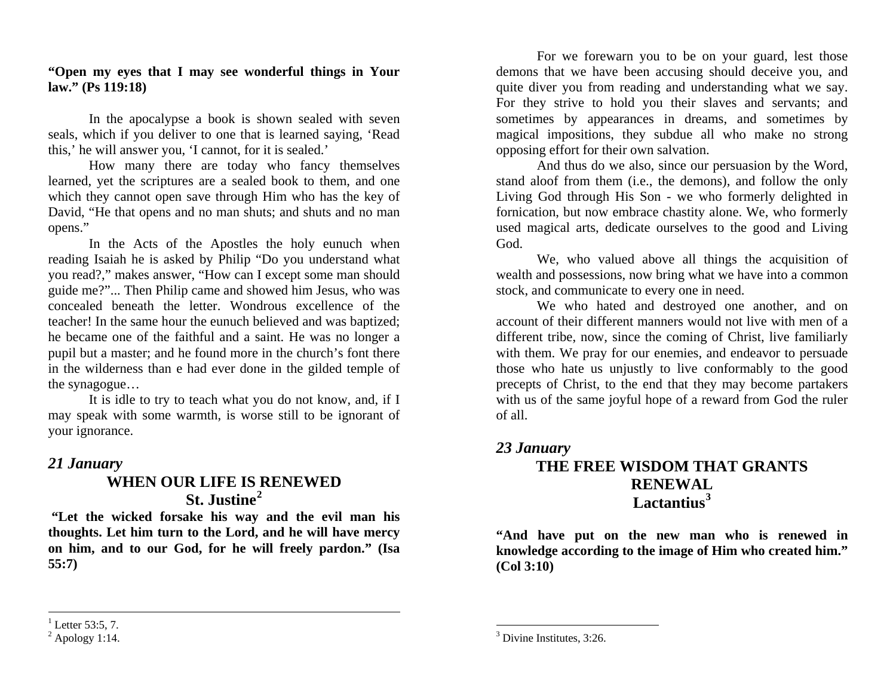**"Open my eyes that I may see wonderful things in Your law." (Ps 119:18)**

In the apocalypse a book is shown sealed with seven seals, which if you deliver to one that is learned saying, 'Read this,' he will answer you, 'I cannot, for it is sealed.'

How many there are today who fancy themselves learned, yet the scriptures are a sealed book to them, and one which they cannot open save through Him who has the key of David, "He that opens and no man shuts; and shuts and no man opens."

In the Acts of the Apostles the holy eunuch when reading Isaiah he is asked by Philip "Do you understand what you read?," makes answer, "How can I except some man should guide me?"... Then Philip came and showed him Jesus, who was concealed beneath the letter. Wondrous excellence of the teacher! In the same hour the eunuch believed and was baptized; he became one of the faithful and a saint. He was no longer a pupil but a master; and he found more in the church's font there in the wilderness than e had ever done in the gilded temple of the synagogue…

It is idle to try to teach what you do not know, and, if I may speak with some warmth, is worse still to be ignorant of your ignorance.

### *21 January*

## WHEN OUR LIFE IS RENEWED
## St. Justine[2]

**"Let the wicked forsake his way and the evil man his thoughts. Let him turn to the Lord, and he will have mercy on him, and to our God, for he will freely pardon." (Isa 55:7)**

[1] Letter 53:5, 7.
[2] Apology 1:14.

For we forewarn you to be on your guard, lest those demons that we have been accusing should deceive you, and quite diver you from reading and understanding what we say. For they strive to hold you their slaves and servants; and sometimes by appearances in dreams, and sometimes by magical impositions, they subdue all who make no strong opposing effort for their own salvation.

And thus do we also, since our persuasion by the Word, stand aloof from them (i.e., the demons), and follow the only Living God through His Son - we who formerly delighted in fornication, but now embrace chastity alone. We, who formerly used magical arts, dedicate ourselves to the good and Living God.

We, who valued above all things the acquisition of wealth and possessions, now bring what we have into a common stock, and communicate to every one in need.

We who hated and destroyed one another, and on account of their different manners would not live with men of a different tribe, now, since the coming of Christ, live familiarly with them. We pray for our enemies, and endeavor to persuade those who hate us unjustly to live conformably to the good precepts of Christ, to the end that they may become partakers with us of the same joyful hope of a reward from God the ruler of all.

### *23 January*

## THE FREE WISDOM THAT GRANTS RENEWAL
## Lactantius[3]

**"And have put on the new man who is renewed in knowledge according to the image of Him who created him." (Col 3:10)**

[3] Divine Institutes, 3:26.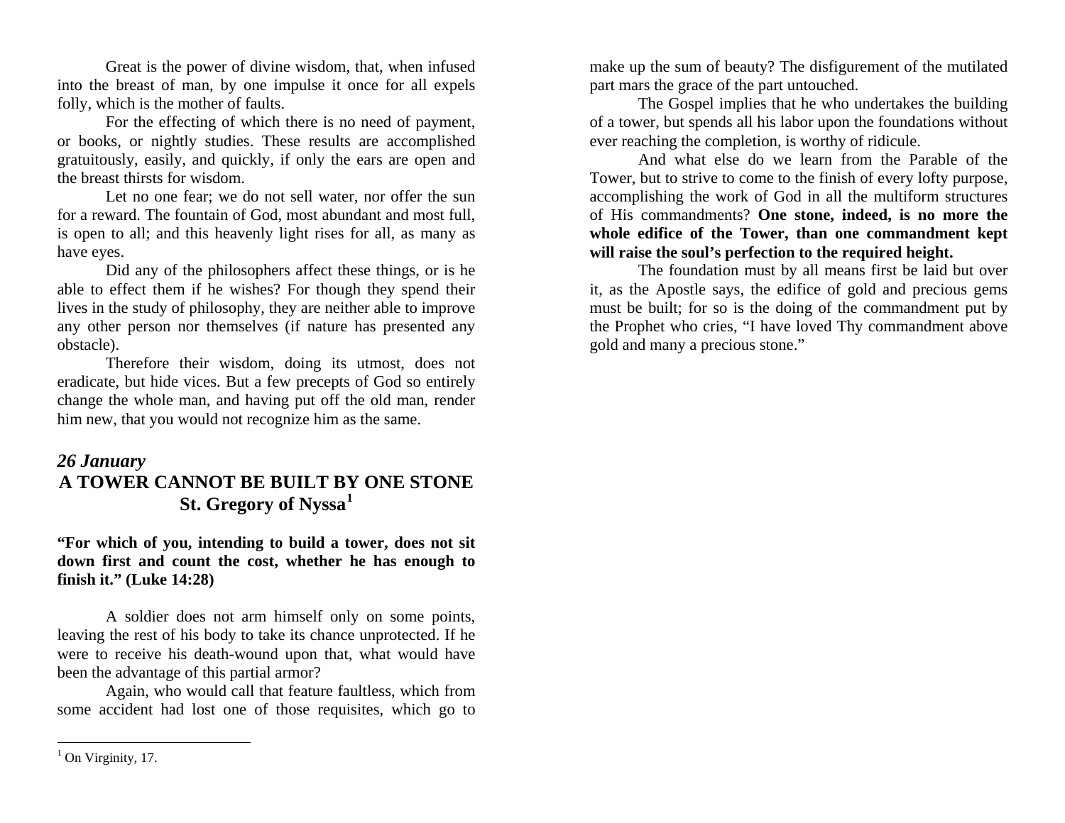Great is the power of divine wisdom, that, when infused into the breast of man, by one impulse it once for all expels folly, which is the mother of faults.

For the effecting of which there is no need of payment, or books, or nightly studies. These results are accomplished gratuitously, easily, and quickly, if only the ears are open and the breast thirsts for wisdom.

Let no one fear; we do not sell water, nor offer the sun for a reward. The fountain of God, most abundant and most full, is open to all; and this heavenly light rises for all, as many as have eyes.

Did any of the philosophers affect these things, or is he able to effect them if he wishes? For though they spend their lives in the study of philosophy, they are neither able to improve any other person nor themselves (if nature has presented any obstacle).

Therefore their wisdom, doing its utmost, does not eradicate, but hide vices. But a few precepts of God so entirely change the whole man, and having put off the old man, render him new, that you would not recognize him as the same.

## *26 January*

## A TOWER CANNOT BE BUILT BY ONE STONE

### St. Gregory of Nyssa[1]

**"For which of you, intending to build a tower, does not sit down first and count the cost, whether he has enough to finish it." (Luke 14:28)**

A soldier does not arm himself only on some points, leaving the rest of his body to take its chance unprotected. If he were to receive his death-wound upon that, what would have been the advantage of this partial armor?

Again, who would call that feature faultless, which from some accident had lost one of those requisites, which go to make up the sum of beauty? The disfigurement of the mutilated part mars the grace of the part untouched.

The Gospel implies that he who undertakes the building of a tower, but spends all his labor upon the foundations without ever reaching the completion, is worthy of ridicule.

And what else do we learn from the Parable of the Tower, but to strive to come to the finish of every lofty purpose, accomplishing the work of God in all the multiform structures of His commandments? **One stone, indeed, is no more the whole edifice of the Tower, than one commandment kept will raise the soul's perfection to the required height.**

The foundation must by all means first be laid but over it, as the Apostle says, the edifice of gold and precious gems must be built; for so is the doing of the commandment put by the Prophet who cries, "I have loved Thy commandment above gold and many a precious stone."

---

[1] On Virginity, 17.